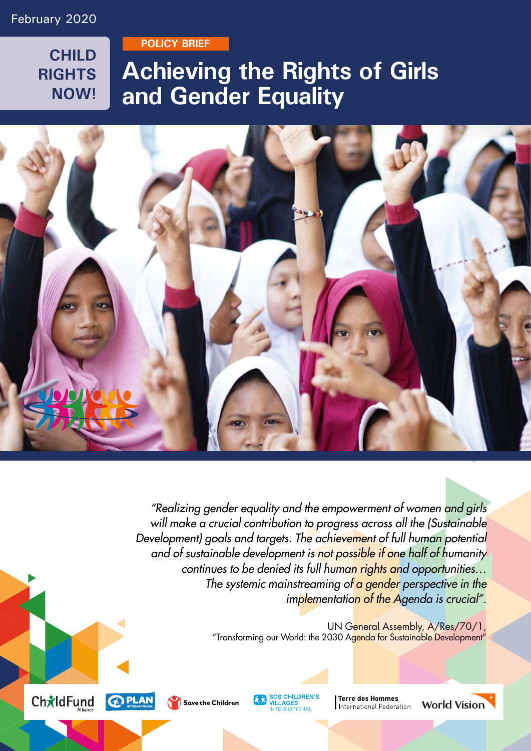February 2020

CHILD RIGHTS NOW!

POLICY BRIEF

# Achieving the Rights of Girls and Gender Equality

*"Realizing gender equality and the empowerment of women and girls will make a crucial contribution to progress across all the (Sustainable Development) goals and targets. The achievement of full human potential and of sustainable development is not possible if one half of humanity continues to be denied its full human rights and opportunities… The systemic mainstreaming of a gender perspective in the implementation of the Agenda is crucial".*

UN General Assembly, A/Res/70/1, "Transforming our World: the 2030 Agenda for Sustainable Development"

ChildFund Alliance | PLAN International | Save the Children | SOS Children's Villages International | Terre des Hommes International Federation | World Vision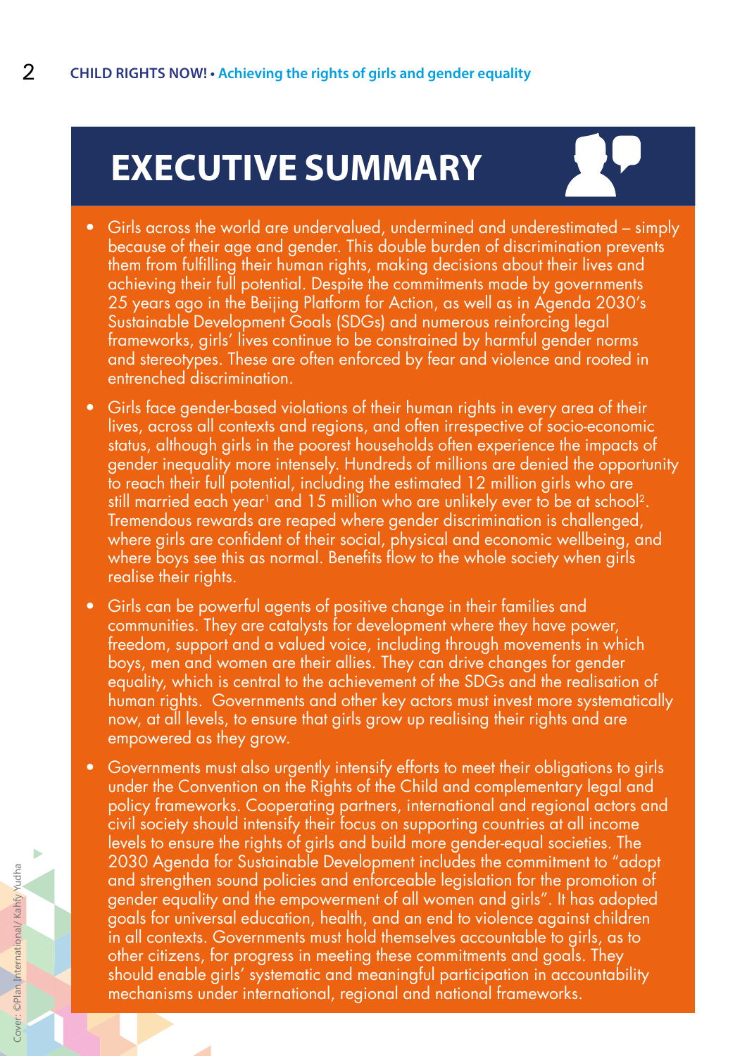# EXECUTIVE SUMMARY

- Girls across the world are undervalued, undermined and underestimated – simply because of their age and gender. This double burden of discrimination prevents them from fulfilling their human rights, making decisions about their lives and achieving their full potential. Despite the commitments made by governments 25 years ago in the Beijing Platform for Action, as well as in Agenda 2030's Sustainable Development Goals (SDGs) and numerous reinforcing legal frameworks, girls' lives continue to be constrained by harmful gender norms and stereotypes. These are often enforced by fear and violence and rooted in entrenched discrimination.

- Girls face gender-based violations of their human rights in every area of their lives, across all contexts and regions, and often irrespective of socio-economic status, although girls in the poorest households often experience the impacts of gender inequality more intensely. Hundreds of millions are denied the opportunity to reach their full potential, including the estimated 12 million girls who are still married each year[1] and 15 million who are unlikely ever to be at school[2]. Tremendous rewards are reaped where gender discrimination is challenged, where girls are confident of their social, physical and economic wellbeing, and where boys see this as normal. Benefits flow to the whole society when girls realise their rights.

- Girls can be powerful agents of positive change in their families and communities. They are catalysts for development where they have power, freedom, support and a valued voice, including through movements in which boys, men and women are their allies. They can drive changes for gender equality, which is central to the achievement of the SDGs and the realisation of human rights. Governments and other key actors must invest more systematically now, at all levels, to ensure that girls grow up realising their rights and are empowered as they grow.

- Governments must also urgently intensify efforts to meet their obligations to girls under the Convention on the Rights of the Child and complementary legal and policy frameworks. Cooperating partners, international and regional actors and civil society should intensify their focus on supporting countries at all income levels to ensure the rights of girls and build more gender-equal societies. The 2030 Agenda for Sustainable Development includes the commitment to "adopt and strengthen sound policies and enforceable legislation for the promotion of gender equality and the empowerment of all women and girls". It has adopted goals for universal education, health, and an end to violence against children in all contexts. Governments must hold themselves accountable to girls, as to other citizens, for progress in meeting these commitments and goals. They should enable girls' systematic and meaningful participation in accountability mechanisms under international, regional and national frameworks.

Cover: ©Plan International/ Kahfy Yudha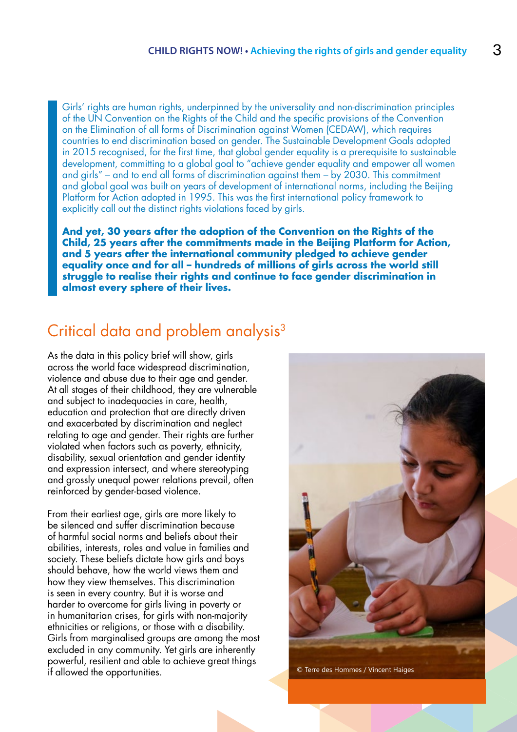Girls' rights are human rights, underpinned by the universality and non-discrimination principles of the UN Convention on the Rights of the Child and the specific provisions of the Convention on the Elimination of all forms of Discrimination against Women (CEDAW), which requires countries to end discrimination based on gender. The Sustainable Development Goals adopted in 2015 recognised, for the first time, that global gender equality is a prerequisite to sustainable development, committing to a global goal to "achieve gender equality and empower all women and girls" – and to end all forms of discrimination against them – by 2030. This commitment and global goal was built on years of development of international norms, including the Beijing Platform for Action adopted in 1995. This was the first international policy framework to explicitly call out the distinct rights violations faced by girls.

**And yet, 30 years after the adoption of the Convention on the Rights of the Child, 25 years after the commitments made in the Beijing Platform for Action, and 5 years after the international community pledged to achieve gender equality once and for all – hundreds of millions of girls across the world still struggle to realise their rights and continue to face gender discrimination in almost every sphere of their lives.**

## Critical data and problem analysis[3]

As the data in this policy brief will show, girls across the world face widespread discrimination, violence and abuse due to their age and gender. At all stages of their childhood, they are vulnerable and subject to inadequacies in care, health, education and protection that are directly driven and exacerbated by discrimination and neglect relating to age and gender. Their rights are further violated when factors such as poverty, ethnicity, disability, sexual orientation and gender identity and expression intersect, and where stereotyping and grossly unequal power relations prevail, often reinforced by gender-based violence.

From their earliest age, girls are more likely to be silenced and suffer discrimination because of harmful social norms and beliefs about their abilities, interests, roles and value in families and society. These beliefs dictate how girls and boys should behave, how the world views them and how they view themselves. This discrimination is seen in every country. But it is worse and harder to overcome for girls living in poverty or in humanitarian crises, for girls with non-majority ethnicities or religions, or those with a disability. Girls from marginalised groups are among the most excluded in any community. Yet girls are inherently powerful, resilient and able to achieve great things if allowed the opportunities.

© Terre des Hommes / Vincent Haiges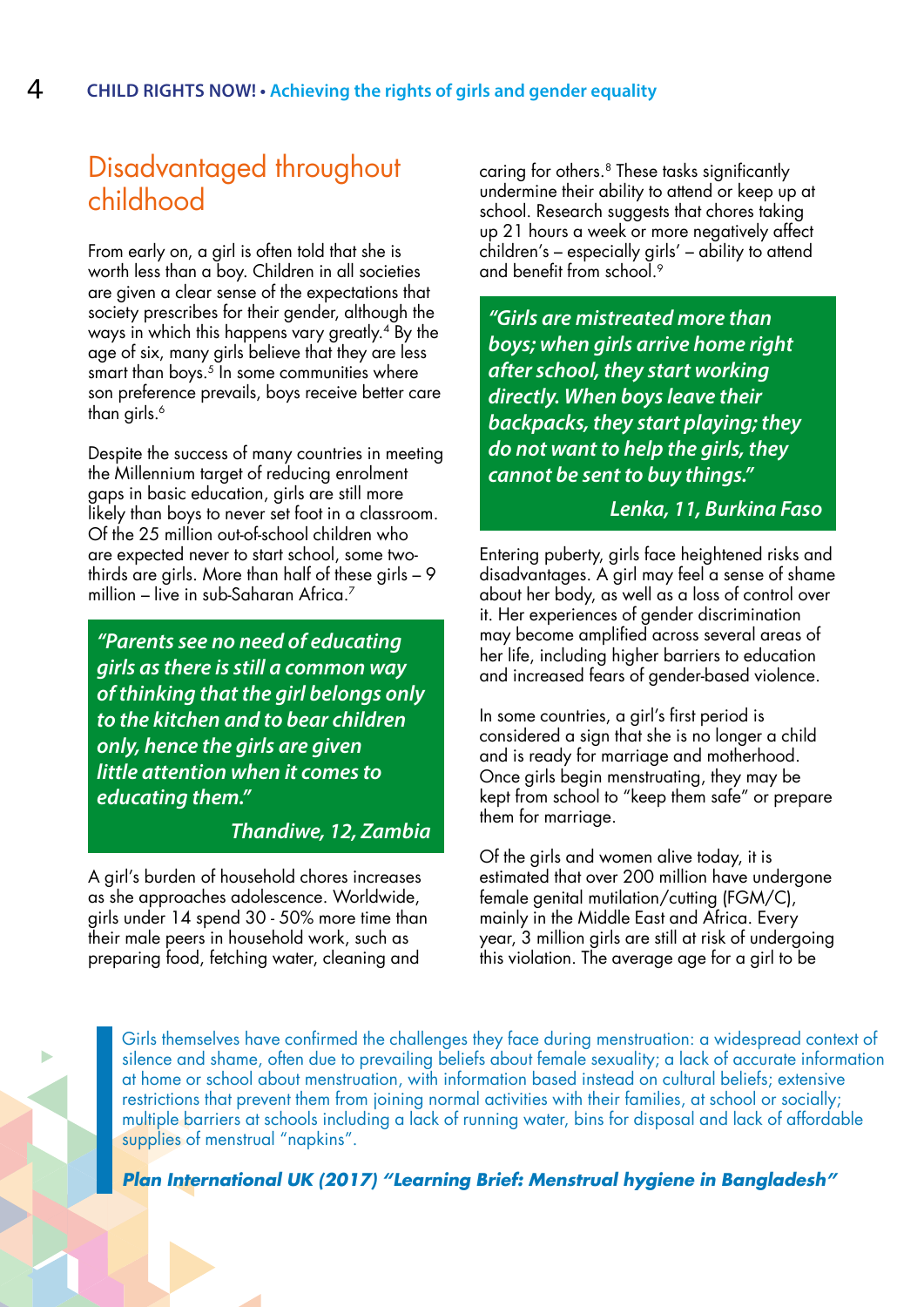## Disadvantaged throughout childhood

From early on, a girl is often told that she is worth less than a boy. Children in all societies are given a clear sense of the expectations that society prescribes for their gender, although the ways in which this happens vary greatly.[4] By the age of six, many girls believe that they are less smart than boys.[5] In some communities where son preference prevails, boys receive better care than girls.[6]

Despite the success of many countries in meeting the Millennium target of reducing enrolment gaps in basic education, girls are still more likely than boys to never set foot in a classroom. Of the 25 million out-of-school children who are expected never to start school, some two-thirds are girls. More than half of these girls – 9 million – live in sub-Saharan Africa.[7]

> ***"Parents see no need of educating girls as there is still a common way of thinking that the girl belongs only to the kitchen and to bear children only, hence the girls are given little attention when it comes to educating them."***
>
> ***Thandiwe, 12, Zambia***

A girl's burden of household chores increases as she approaches adolescence. Worldwide, girls under 14 spend 30 - 50% more time than their male peers in household work, such as preparing food, fetching water, cleaning and caring for others.[8] These tasks significantly undermine their ability to attend or keep up at school. Research suggests that chores taking up 21 hours a week or more negatively affect children's – especially girls' – ability to attend and benefit from school.[9]

> ***"Girls are mistreated more than boys; when girls arrive home right after school, they start working directly. When boys leave their backpacks, they start playing; they do not want to help the girls, they cannot be sent to buy things."***
>
> ***Lenka, 11, Burkina Faso***

Entering puberty, girls face heightened risks and disadvantages. A girl may feel a sense of shame about her body, as well as a loss of control over it. Her experiences of gender discrimination may become amplified across several areas of her life, including higher barriers to education and increased fears of gender-based violence.

In some countries, a girl's first period is considered a sign that she is no longer a child and is ready for marriage and motherhood. Once girls begin menstruating, they may be kept from school to "keep them safe" or prepare them for marriage.

Of the girls and women alive today, it is estimated that over 200 million have undergone female genital mutilation/cutting (FGM/C), mainly in the Middle East and Africa. Every year, 3 million girls are still at risk of undergoing this violation. The average age for a girl to be

> Girls themselves have confirmed the challenges they face during menstruation: a widespread context of silence and shame, often due to prevailing beliefs about female sexuality; a lack of accurate information at home or school about menstruation, with information based instead on cultural beliefs; extensive restrictions that prevent them from joining normal activities with their families, at school or socially; multiple barriers at schools including a lack of running water, bins for disposal and lack of affordable supplies of menstrual "napkins".
>
> ***Plan International UK (2017) "Learning Brief: Menstrual hygiene in Bangladesh"***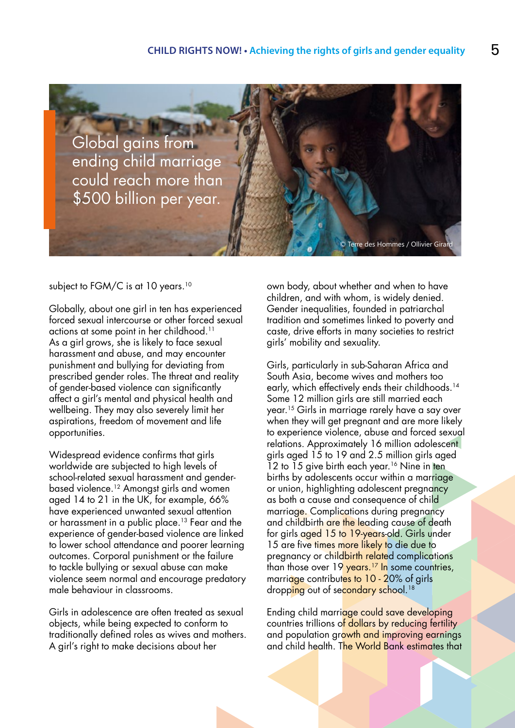Global gains from ending child marriage could reach more than $500 billion per year.

© Terre des Hommes / Ollivier Girard

subject to FGM/C is at 10 years.[10]

Globally, about one girl in ten has experienced forced sexual intercourse or other forced sexual actions at some point in her childhood.[11] As a girl grows, she is likely to face sexual harassment and abuse, and may encounter punishment and bullying for deviating from prescribed gender roles. The threat and reality of gender-based violence can significantly affect a girl's mental and physical health and wellbeing. They may also severely limit her aspirations, freedom of movement and life opportunities.

Widespread evidence confirms that girls worldwide are subjected to high levels of school-related sexual harassment and gender-based violence.[12] Amongst girls and women aged 14 to 21 in the UK, for example, 66% have experienced unwanted sexual attention or harassment in a public place.[13] Fear and the experience of gender-based violence are linked to lower school attendance and poorer learning outcomes. Corporal punishment or the failure to tackle bullying or sexual abuse can make violence seem normal and encourage predatory male behaviour in classrooms.

Girls in adolescence are often treated as sexual objects, while being expected to conform to traditionally defined roles as wives and mothers. A girl's right to make decisions about her own body, about whether and when to have children, and with whom, is widely denied. Gender inequalities, founded in patriarchal tradition and sometimes linked to poverty and caste, drive efforts in many societies to restrict girls' mobility and sexuality.

Girls, particularly in sub-Saharan Africa and South Asia, become wives and mothers too early, which effectively ends their childhoods.[14] Some 12 million girls are still married each year.[15] Girls in marriage rarely have a say over when they will get pregnant and are more likely to experience violence, abuse and forced sexual relations. Approximately 16 million adolescent girls aged 15 to 19 and 2.5 million girls aged 12 to 15 give birth each year.[16] Nine in ten births by adolescents occur within a marriage or union, highlighting adolescent pregnancy as both a cause and consequence of child marriage. Complications during pregnancy and childbirth are the leading cause of death for girls aged 15 to 19-years-old. Girls under 15 are five times more likely to die due to pregnancy or childbirth related complications than those over 19 years.[17] In some countries, marriage contributes to 10 - 20% of girls dropping out of secondary school.[18]

Ending child marriage could save developing countries trillions of dollars by reducing fertility and population growth and improving earnings and child health. The World Bank estimates that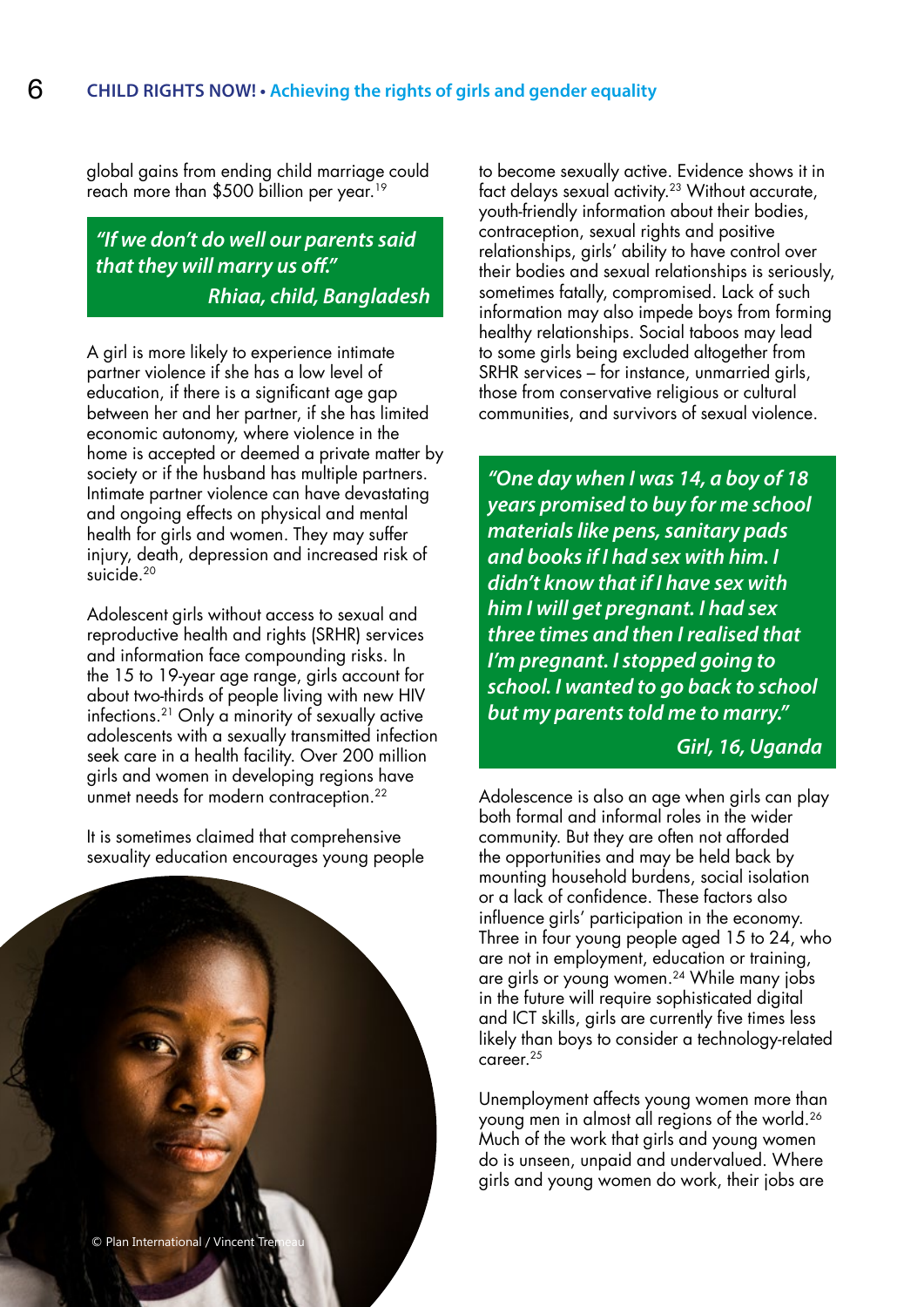global gains from ending child marriage could reach more than $500 billion per year.[19]

> ***"If we don't do well our parents said that they will marry us off."***
> ***Rhiaa, child, Bangladesh***

A girl is more likely to experience intimate partner violence if she has a low level of education, if there is a significant age gap between her and her partner, if she has limited economic autonomy, where violence in the home is accepted or deemed a private matter by society or if the husband has multiple partners. Intimate partner violence can have devastating and ongoing effects on physical and mental health for girls and women. They may suffer injury, death, depression and increased risk of suicide.[20]

Adolescent girls without access to sexual and reproductive health and rights (SRHR) services and information face compounding risks. In the 15 to 19-year age range, girls account for about two-thirds of people living with new HIV infections.[21] Only a minority of sexually active adolescents with a sexually transmitted infection seek care in a health facility. Over 200 million girls and women in developing regions have unmet needs for modern contraception.[22]

It is sometimes claimed that comprehensive sexuality education encourages young people to become sexually active. Evidence shows it in fact delays sexual activity.[23] Without accurate, youth-friendly information about their bodies, contraception, sexual rights and positive relationships, girls' ability to have control over their bodies and sexual relationships is seriously, sometimes fatally, compromised. Lack of such information may also impede boys from forming healthy relationships. Social taboos may lead to some girls being excluded altogether from SRHR services – for instance, unmarried girls, those from conservative religious or cultural communities, and survivors of sexual violence.

© Plan International / Vincent Tremeau

> ***"One day when I was 14, a boy of 18 years promised to buy for me school materials like pens, sanitary pads and books if I had sex with him. I didn't know that if I have sex with him I will get pregnant. I had sex three times and then I realised that I'm pregnant. I stopped going to school. I wanted to go back to school but my parents told me to marry."***
> ***Girl, 16, Uganda***

Adolescence is also an age when girls can play both formal and informal roles in the wider community. But they are often not afforded the opportunities and may be held back by mounting household burdens, social isolation or a lack of confidence. These factors also influence girls' participation in the economy. Three in four young people aged 15 to 24, who are not in employment, education or training, are girls or young women.[24] While many jobs in the future will require sophisticated digital and ICT skills, girls are currently five times less likely than boys to consider a technology-related career.[25]

Unemployment affects young women more than young men in almost all regions of the world.[26] Much of the work that girls and young women do is unseen, unpaid and undervalued. Where girls and young women do work, their jobs are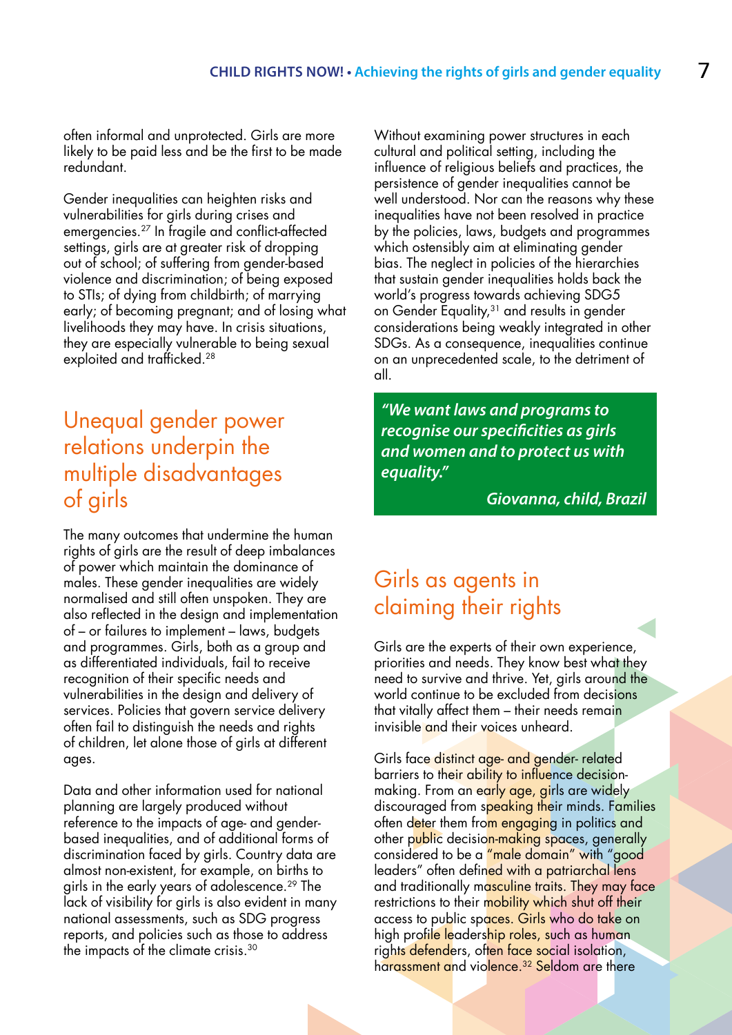often informal and unprotected. Girls are more likely to be paid less and be the first to be made redundant.

Gender inequalities can heighten risks and vulnerabilities for girls during crises and emergencies.[27] In fragile and conflict-affected settings, girls are at greater risk of dropping out of school; of suffering from gender-based violence and discrimination; of being exposed to STIs; of dying from childbirth; of marrying early; of becoming pregnant; and of losing what livelihoods they may have. In crisis situations, they are especially vulnerable to being sexual exploited and trafficked.[28]

## Unequal gender power relations underpin the multiple disadvantages of girls

The many outcomes that undermine the human rights of girls are the result of deep imbalances of power which maintain the dominance of males. These gender inequalities are widely normalised and still often unspoken. They are also reflected in the design and implementation of – or failures to implement – laws, budgets and programmes. Girls, both as a group and as differentiated individuals, fail to receive recognition of their specific needs and vulnerabilities in the design and delivery of services. Policies that govern service delivery often fail to distinguish the needs and rights of children, let alone those of girls at different ages.

Data and other information used for national planning are largely produced without reference to the impacts of age- and gender-based inequalities, and of additional forms of discrimination faced by girls. Country data are almost non-existent, for example, on births to girls in the early years of adolescence.[29] The lack of visibility for girls is also evident in many national assessments, such as SDG progress reports, and policies such as those to address the impacts of the climate crisis.[30]

Without examining power structures in each cultural and political setting, including the influence of religious beliefs and practices, the persistence of gender inequalities cannot be well understood. Nor can the reasons why these inequalities have not been resolved in practice by the policies, laws, budgets and programmes which ostensibly aim at eliminating gender bias. The neglect in policies of the hierarchies that sustain gender inequalities holds back the world's progress towards achieving SDG5 on Gender Equality,[31] and results in gender considerations being weakly integrated in other SDGs. As a consequence, inequalities continue on an unprecedented scale, to the detriment of all.

> ***"We want laws and programs to recognise our specificities as girls and women and to protect us with equality."***
>
> ***Giovanna, child, Brazil***

## Girls as agents in claiming their rights

Girls are the experts of their own experience, priorities and needs. They know best what they need to survive and thrive. Yet, girls around the world continue to be excluded from decisions that vitally affect them – their needs remain invisible and their voices unheard.

Girls face distinct age- and gender- related barriers to their ability to influence decision-making. From an early age, girls are widely discouraged from speaking their minds. Families often deter them from engaging in politics and other public decision-making spaces, generally considered to be a "male domain" with "good leaders" often defined with a patriarchal lens and traditionally masculine traits. They may face restrictions to their mobility which shut off their access to public spaces. Girls who do take on high profile leadership roles, such as human rights defenders, often face social isolation, harassment and violence.[32] Seldom are there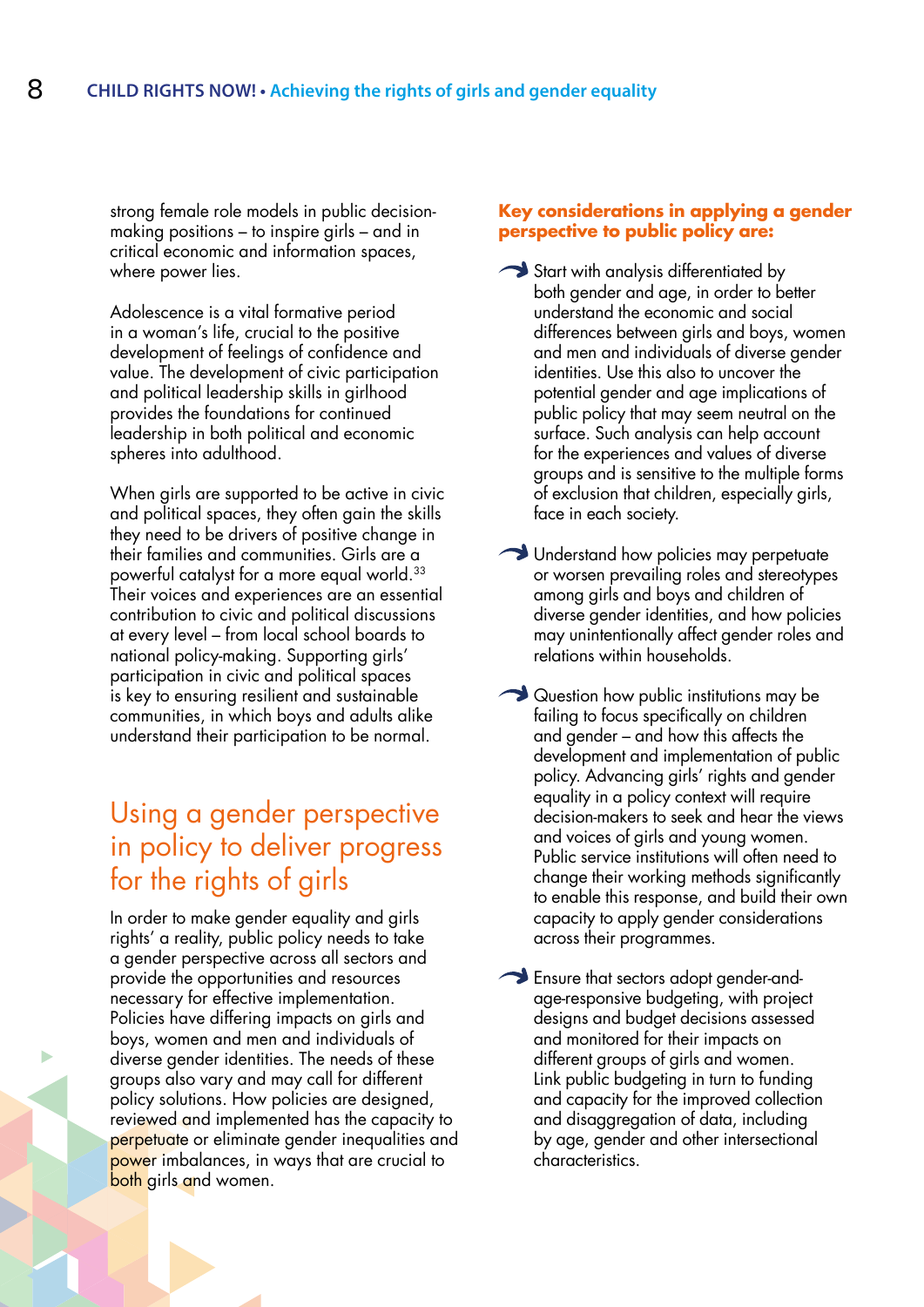strong female role models in public decision-making positions – to inspire girls – and in critical economic and information spaces, where power lies.

Adolescence is a vital formative period in a woman's life, crucial to the positive development of feelings of confidence and value. The development of civic participation and political leadership skills in girlhood provides the foundations for continued leadership in both political and economic spheres into adulthood.

When girls are supported to be active in civic and political spaces, they often gain the skills they need to be drivers of positive change in their families and communities. Girls are a powerful catalyst for a more equal world.[33] Their voices and experiences are an essential contribution to civic and political discussions at every level – from local school boards to national policy-making. Supporting girls' participation in civic and political spaces is key to ensuring resilient and sustainable communities, in which boys and adults alike understand their participation to be normal.

## Using a gender perspective in policy to deliver progress for the rights of girls

In order to make gender equality and girls rights' a reality, public policy needs to take a gender perspective across all sectors and provide the opportunities and resources necessary for effective implementation. Policies have differing impacts on girls and boys, women and men and individuals of diverse gender identities. The needs of these groups also vary and may call for different policy solutions. How policies are designed, reviewed and implemented has the capacity to perpetuate or eliminate gender inequalities and power imbalances, in ways that are crucial to both girls and women.

**Key considerations in applying a gender perspective to public policy are:**

- Start with analysis differentiated by both gender and age, in order to better understand the economic and social differences between girls and boys, women and men and individuals of diverse gender identities. Use this also to uncover the potential gender and age implications of public policy that may seem neutral on the surface. Such analysis can help account for the experiences and values of diverse groups and is sensitive to the multiple forms of exclusion that children, especially girls, face in each society.
- Understand how policies may perpetuate or worsen prevailing roles and stereotypes among girls and boys and children of diverse gender identities, and how policies may unintentionally affect gender roles and relations within households.
- Question how public institutions may be failing to focus specifically on children and gender – and how this affects the development and implementation of public policy. Advancing girls' rights and gender equality in a policy context will require decision-makers to seek and hear the views and voices of girls and young women. Public service institutions will often need to change their working methods significantly to enable this response, and build their own capacity to apply gender considerations across their programmes.
- Ensure that sectors adopt gender-and-age-responsive budgeting, with project designs and budget decisions assessed and monitored for their impacts on different groups of girls and women. Link public budgeting in turn to funding and capacity for the improved collection and disaggregation of data, including by age, gender and other intersectional characteristics.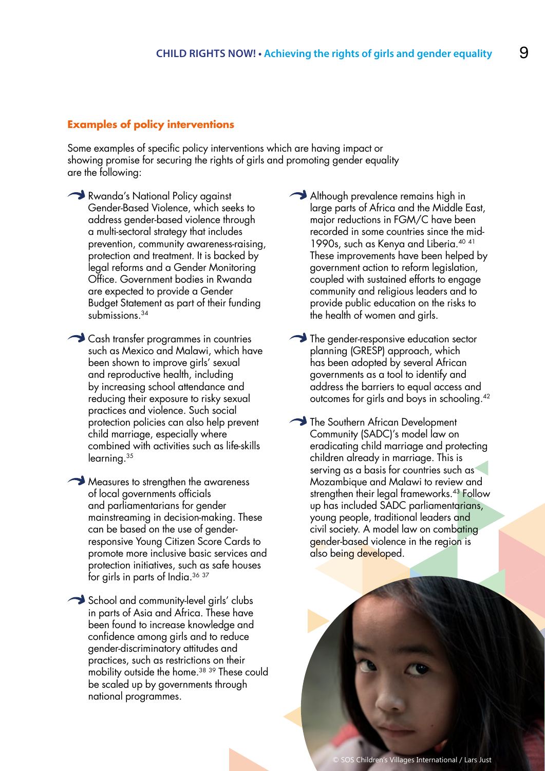### Examples of policy interventions

Some examples of specific policy interventions which are having impact or showing promise for securing the rights of girls and promoting gender equality are the following:

- Rwanda's National Policy against Gender-Based Violence, which seeks to address gender-based violence through a multi-sectoral strategy that includes prevention, community awareness-raising, protection and treatment. It is backed by legal reforms and a Gender Monitoring Office. Government bodies in Rwanda are expected to provide a Gender Budget Statement as part of their funding submissions.[34]

- Cash transfer programmes in countries such as Mexico and Malawi, which have been shown to improve girls' sexual and reproductive health, including by increasing school attendance and reducing their exposure to risky sexual practices and violence. Such social protection policies can also help prevent child marriage, especially where combined with activities such as life-skills learning.[35]

- Measures to strengthen the awareness of local governments officials and parliamentarians for gender mainstreaming in decision-making. These can be based on the use of gender-responsive Young Citizen Score Cards to promote more inclusive basic services and protection initiatives, such as safe houses for girls in parts of India.[36 37]

- School and community-level girls' clubs in parts of Asia and Africa. These have been found to increase knowledge and confidence among girls and to reduce gender-discriminatory attitudes and practices, such as restrictions on their mobility outside the home.[38 39] These could be scaled up by governments through national programmes.

- Although prevalence remains high in large parts of Africa and the Middle East, major reductions in FGM/C have been recorded in some countries since the mid-1990s, such as Kenya and Liberia.[40 41] These improvements have been helped by government action to reform legislation, coupled with sustained efforts to engage community and religious leaders and to provide public education on the risks to the health of women and girls.

- The gender-responsive education sector planning (GRESP) approach, which has been adopted by several African governments as a tool to identify and address the barriers to equal access and outcomes for girls and boys in schooling.[42]

- The Southern African Development Community (SADC)'s model law on eradicating child marriage and protecting children already in marriage. This is serving as a basis for countries such as Mozambique and Malawi to review and strengthen their legal frameworks.[43] Follow up has included SADC parliamentarians, young people, traditional leaders and civil society. A model law on combating gender-based violence in the region is also being developed.

© SOS Children's Villages International / Lars Just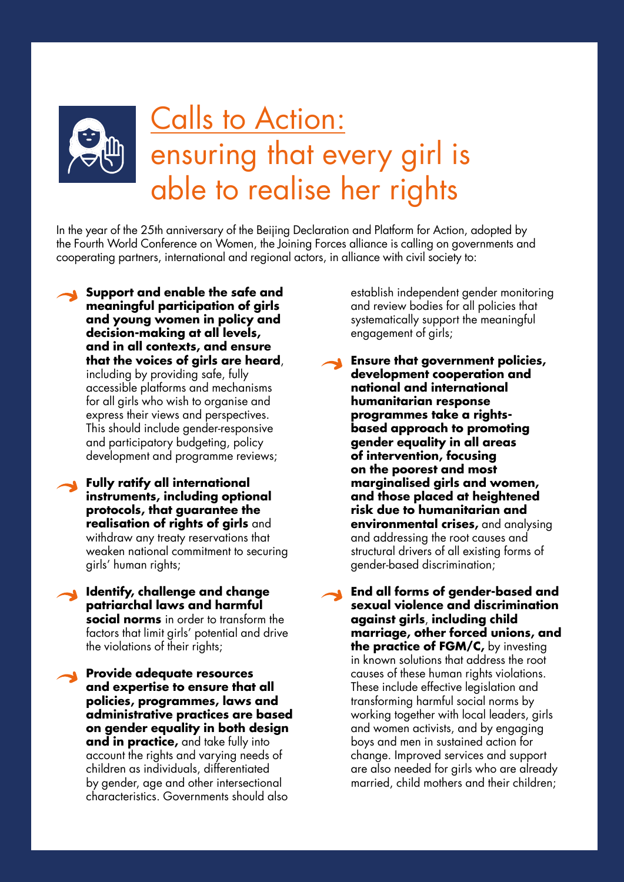# Calls to Action: ensuring that every girl is able to realise her rights

In the year of the 25th anniversary of the Beijing Declaration and Platform for Action, adopted by the Fourth World Conference on Women, the Joining Forces alliance is calling on governments and cooperating partners, international and regional actors, in alliance with civil society to:

- **Support and enable the safe and meaningful participation of girls and young women in policy and decision-making at all levels, and in all contexts, and ensure that the voices of girls are heard**, including by providing safe, fully accessible platforms and mechanisms for all girls who wish to organise and express their views and perspectives. This should include gender-responsive and participatory budgeting, policy development and programme reviews;

- **Fully ratify all international instruments, including optional protocols, that guarantee the realisation of rights of girls** and withdraw any treaty reservations that weaken national commitment to securing girls' human rights;

- **Identify, challenge and change patriarchal laws and harmful social norms** in order to transform the factors that limit girls' potential and drive the violations of their rights;

- **Provide adequate resources and expertise to ensure that all policies, programmes, laws and administrative practices are based on gender equality in both design and in practice,** and take fully into account the rights and varying needs of children as individuals, differentiated by gender, age and other intersectional characteristics. Governments should also establish independent gender monitoring and review bodies for all policies that systematically support the meaningful engagement of girls;

- **Ensure that government policies, development cooperation and national and international humanitarian response programmes take a rights-based approach to promoting gender equality in all areas of intervention, focusing on the poorest and most marginalised girls and women, and those placed at heightened risk due to humanitarian and environmental crises,** and analysing and addressing the root causes and structural drivers of all existing forms of gender-based discrimination;

- **End all forms of gender-based and sexual violence and discrimination against girls**, **including child marriage, other forced unions, and the practice of FGM/C,** by investing in known solutions that address the root causes of these human rights violations. These include effective legislation and transforming harmful social norms by working together with local leaders, girls and women activists, and by engaging boys and men in sustained action for change. Improved services and support are also needed for girls who are already married, child mothers and their children;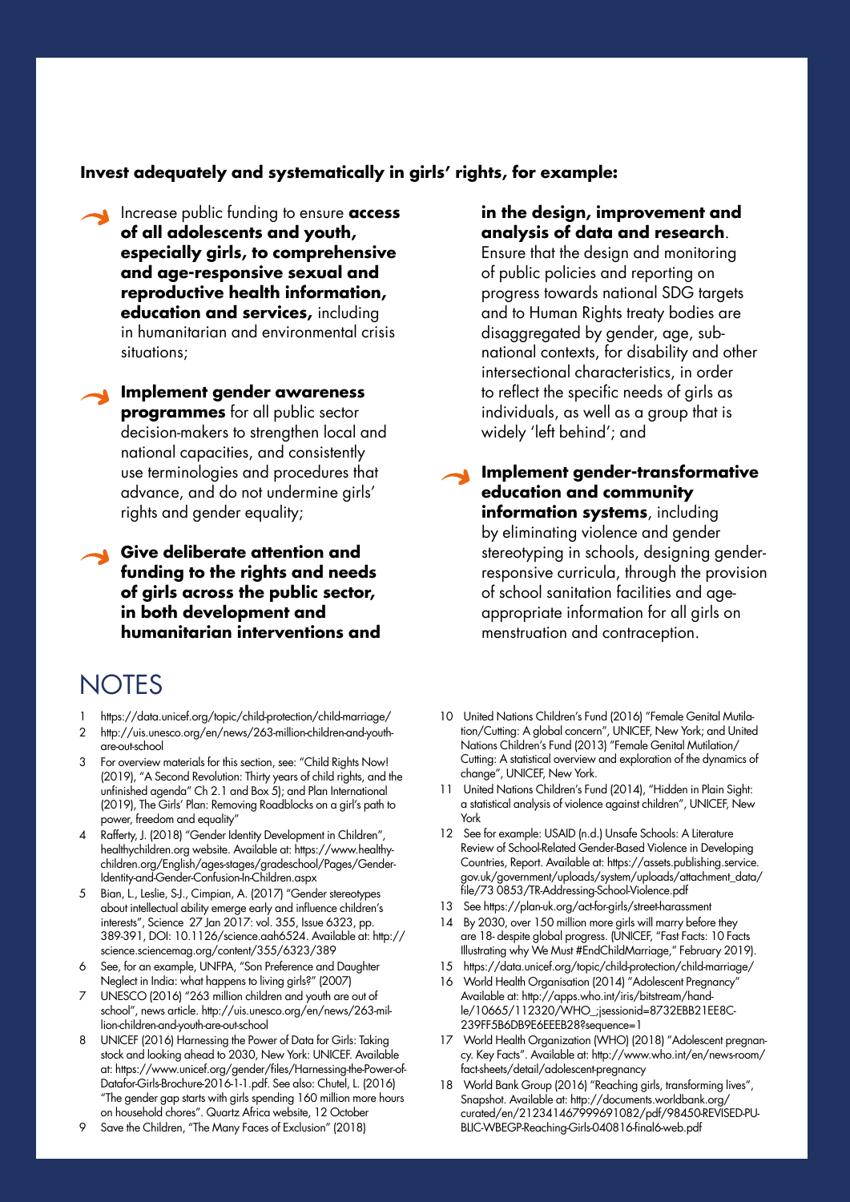**Invest adequately and systematically in girls' rights, for example:**

- Increase public funding to ensure **access of all adolescents and youth, especially girls, to comprehensive and age-responsive sexual and reproductive health information, education and services,** including in humanitarian and environmental crisis situations;
- **Implement gender awareness programmes** for all public sector decision-makers to strengthen local and national capacities, and consistently use terminologies and procedures that advance, and do not undermine girls' rights and gender equality;
- **Give deliberate attention and funding to the rights and needs of girls across the public sector, in both development and humanitarian interventions and in the design, improvement and analysis of data and research**. Ensure that the design and monitoring of public policies and reporting on progress towards national SDG targets and to Human Rights treaty bodies are disaggregated by gender, age, sub-national contexts, for disability and other intersectional characteristics, in order to reflect the specific needs of girls as individuals, as well as a group that is widely 'left behind'; and
- **Implement gender-transformative education and community information systems**, including by eliminating violence and gender stereotyping in schools, designing gender-responsive curricula, through the provision of school sanitation facilities and age-appropriate information for all girls on menstruation and contraception.

# NOTES

1. https://data.unicef.org/topic/child-protection/child-marriage/
2. http://uis.unesco.org/en/news/263-million-children-and-youth-are-out-school
3. For overview materials for this section, see: "Child Rights Now! (2019), "A Second Revolution: Thirty years of child rights, and the unfinished agenda" Ch 2.1 and Box 5); and Plan International (2019), The Girls' Plan: Removing Roadblocks on a girl's path to power, freedom and equality"
4. Rafferty, J. (2018) "Gender Identity Development in Children", healthychildren.org website. Available at: https://www.healthychildren.org/English/ages-stages/gradeschool/Pages/Gender-Identity-and-Gender-Confusion-In-Children.aspx
5. Bian, L., Leslie, S-J., Cimpian, A. (2017) "Gender stereotypes about intellectual ability emerge early and influence children's interests", Science 27 Jan 2017: vol. 355, Issue 6323, pp. 389-391, DOI: 10.1126/science.aah6524. Available at: http://science.sciencemag.org/content/355/6323/389
6. See, for an example, UNFPA, "Son Preference and Daughter Neglect in India: what happens to living girls?" (2007)
7. UNESCO (2016) "263 million children and youth are out of school", news article. http://uis.unesco.org/en/news/263-million-children-and-youth-are-out-school
8. UNICEF (2016) Harnessing the Power of Data for Girls: Taking stock and looking ahead to 2030, New York: UNICEF. Available at: https://www.unicef.org/gender/files/Harnessing-the-Power-of-Datafor-Girls-Brochure-2016-1-1.pdf. See also: Chutel, L. (2016) "The gender gap starts with girls spending 160 million more hours on household chores". Quartz Africa website, 12 October
9. Save the Children, "The Many Faces of Exclusion" (2018)
10. United Nations Children's Fund (2016) "Female Genital Mutilation/Cutting: A global concern", UNICEF, New York; and United Nations Children's Fund (2013) "Female Genital Mutilation/Cutting: A statistical overview and exploration of the dynamics of change", UNICEF, New York.
11. United Nations Children's Fund (2014), "Hidden in Plain Sight: a statistical analysis of violence against children", UNICEF, New York
12. See for example: USAID (n.d.) Unsafe Schools: A Literature Review of School-Related Gender-Based Violence in Developing Countries, Report. Available at: https://assets.publishing.service.gov.uk/government/uploads/system/uploads/attachment_data/file/73 0853/TR-Addressing-School-Violence.pdf
13. See https://plan-uk.org/act-for-girls/street-harassment
14. By 2030, over 150 million more girls will marry before they are 18- despite global progress. (UNICEF, "Fast Facts: 10 Facts Illustrating why We Must #EndChildMarriage," February 2019).
15. https://data.unicef.org/topic/child-protection/child-marriage/
16. World Health Organisation (2014) "Adolescent Pregnancy" Available at: http://apps.who.int/iris/bitstream/handle/10665/112320/WHO_;jsessionid=8732EBB21EE8C239FF5B6DB9E6EEEB28?sequence=1
17. World Health Organization (WHO) (2018) "Adolescent pregnancy. Key Facts". Available at: http://www.who.int/en/news-room/fact-sheets/detail/adolescent-pregnancy
18. World Bank Group (2016) "Reaching girls, transforming lives", Snapshot. Available at: http://documents.worldbank.org/curated/en/212341467999691082/pdf/98450-REVISED-PUBLIC-WBEGP-Reaching-Girls-040816-final6-web.pdf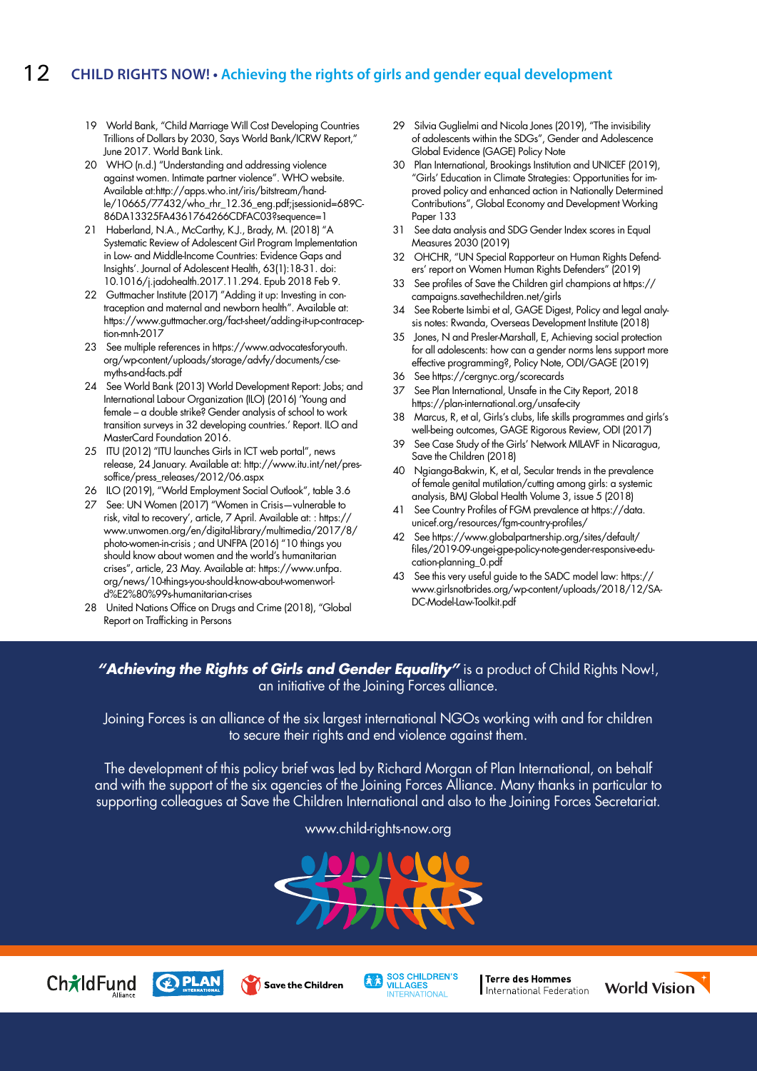19 World Bank, "Child Marriage Will Cost Developing Countries Trillions of Dollars by 2030, Says World Bank/ICRW Report," June 2017. World Bank Link.

20 WHO (n.d.) "Understanding and addressing violence against women. Intimate partner violence". WHO website. Available at:http://apps.who.int/iris/bitstream/handle/10665/77432/who_rhr_12.36_eng.pdf;jsessionid=689C86DA13325FA4361764266CDFAC03?sequence=1

21 Haberland, N.A., McCarthy, K.J., Brady, M. (2018) "A Systematic Review of Adolescent Girl Program Implementation in Low- and Middle-Income Countries: Evidence Gaps and Insights'. Journal of Adolescent Health, 63(1):18-31. doi: 10.1016/j.jadohealth.2017.11.294. Epub 2018 Feb 9.

22 Guttmacher Institute (2017) "Adding it up: Investing in contraception and maternal and newborn health". Available at: https://www.guttmacher.org/fact-sheet/adding-it-up-contraception-mnh-2017

23 See multiple references in https://www.advocatesforyouth.org/wp-content/uploads/storage/advfy/documents/cse-myths-and-facts.pdf

24 See World Bank (2013) World Development Report: Jobs; and International Labour Organization (ILO) (2016) 'Young and female – a double strike? Gender analysis of school to work transition surveys in 32 developing countries.' Report. ILO and MasterCard Foundation 2016.

25 ITU (2012) "ITU launches Girls in ICT web portal", news release, 24 January. Available at: http://www.itu.int/net/pressoffice/press_releases/2012/06.aspx

26 ILO (2019), "World Employment Social Outlook", table 3.6

27 See: UN Women (2017) "Women in Crisis—vulnerable to risk, vital to recovery', article, 7 April. Available at: : https://www.unwomen.org/en/digital-library/multimedia/2017/8/photo-women-in-crisis ; and UNFPA (2016) "10 things you should know about women and the world's humanitarian crises", article, 23 May. Available at: https://www.unfpa.org/news/10-things-you-should-know-about-womenworld%E2%80%99s-humanitarian-crises

28 United Nations Office on Drugs and Crime (2018), "Global Report on Trafficking in Persons

29 Silvia Guglielmi and Nicola Jones (2019), "The invisibility of adolescents within the SDGs", Gender and Adolescence Global Evidence (GAGE) Policy Note

30 Plan International, Brookings Institution and UNICEF (2019), "Girls' Education in Climate Strategies: Opportunities for improved policy and enhanced action in Nationally Determined Contributions", Global Economy and Development Working Paper 133

31 See data analysis and SDG Gender Index scores in Equal Measures 2030 (2019)

32 OHCHR, "UN Special Rapporteur on Human Rights Defenders' report on Women Human Rights Defenders" (2019)

33 See profiles of Save the Children girl champions at https://campaigns.savethechildren.net/girls

34 See Roberte Isimbi et al, GAGE Digest, Policy and legal analysis notes: Rwanda, Overseas Development Institute (2018)

35 Jones, N and Presler-Marshall, E, Achieving social protection for all adolescents: how can a gender norms lens support more effective programming?, Policy Note, ODI/GAGE (2019)

36 See https://cergnyc.org/scorecards

37 See Plan International, Unsafe in the City Report, 2018 https://plan-international.org/unsafe-city

38 Marcus, R, et al, Girls's clubs, life skills programmes and girls's well-being outcomes, GAGE Rigorous Review, ODI (2017)

39 See Case Study of the Girls' Network MILAVF in Nicaragua, Save the Children (2018)

40 Ngianga-Bakwin, K, et al, Secular trends in the prevalence of female genital mutilation/cutting among girls: a systemic analysis, BMJ Global Health Volume 3, issue 5 (2018)

41 See Country Profiles of FGM prevalence at https://data.unicef.org/resources/fgm-country-profiles/

42 See https://www.globalpartnership.org/sites/default/files/2019-09-ungei-gpe-policy-note-gender-responsive-education-planning_0.pdf

43 See this very useful guide to the SADC model law: https://www.girlsnotbrides.org/wp-content/uploads/2018/12/SADC-Model-Law-Toolkit.pdf

***"Achieving the Rights of Girls and Gender Equality"*** is a product of Child Rights Now!, an initiative of the Joining Forces alliance.

Joining Forces is an alliance of the six largest international NGOs working with and for children to secure their rights and end violence against them.

The development of this policy brief was led by Richard Morgan of Plan International, on behalf and with the support of the six agencies of the Joining Forces Alliance. Many thanks in particular to supporting colleagues at Save the Children International and also to the Joining Forces Secretariat.

www.child-rights-now.org

ChildFund Alliance · Plan International · Save the Children · SOS Children's Villages International · Terre des Hommes International Federation · World Vision